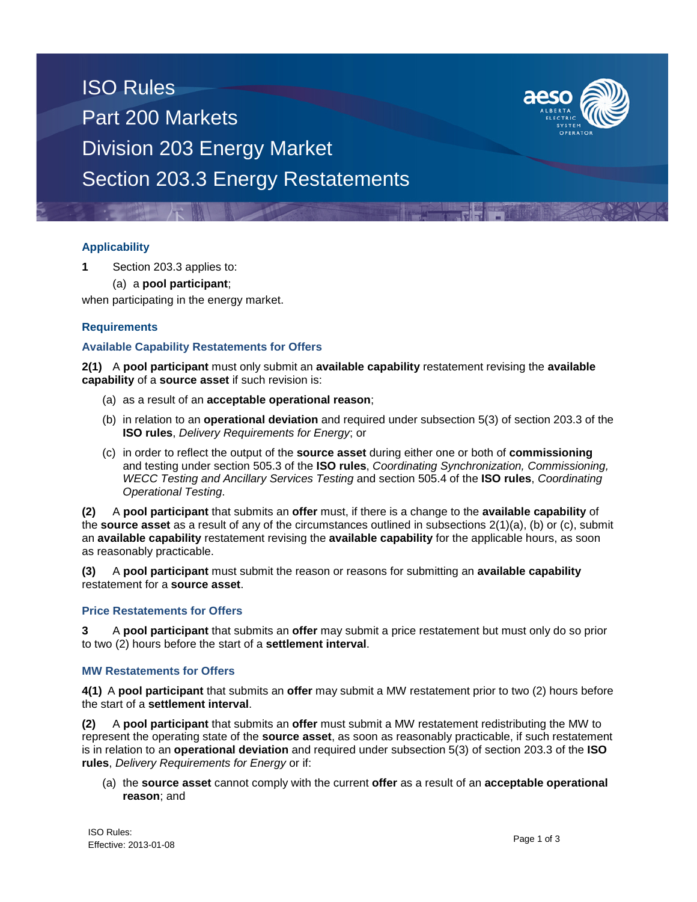# ISO Rules
# Part 200 Markets
# Division 203 Energy Market
# Section 203.3 Energy Restatements

## Applicability

**1** Section 203.3 applies to:

(a) a **pool participant**;

when participating in the energy market.

## Requirements

### Available Capability Restatements for Offers

**2(1)** A **pool participant** must only submit an **available capability** restatement revising the **available capability** of a **source asset** if such revision is:

(a) as a result of an **acceptable operational reason**;

(b) in relation to an **operational deviation** and required under subsection 5(3) of section 203.3 of the **ISO rules**, *Delivery Requirements for Energy*; or

(c) in order to reflect the output of the **source asset** during either one or both of **commissioning** and testing under section 505.3 of the **ISO rules**, *Coordinating Synchronization, Commissioning, WECC Testing and Ancillary Services Testing* and section 505.4 of the **ISO rules**, *Coordinating Operational Testing*.

**(2)** A **pool participant** that submits an **offer** must, if there is a change to the **available capability** of the **source asset** as a result of any of the circumstances outlined in subsections 2(1)(a), (b) or (c), submit an **available capability** restatement revising the **available capability** for the applicable hours, as soon as reasonably practicable.

**(3)** A **pool participant** must submit the reason or reasons for submitting an **available capability** restatement for a **source asset**.

### Price Restatements for Offers

**3** A **pool participant** that submits an **offer** may submit a price restatement but must only do so prior to two (2) hours before the start of a **settlement interval**.

### MW Restatements for Offers

**4(1)** A **pool participant** that submits an **offer** may submit a MW restatement prior to two (2) hours before the start of a **settlement interval**.

**(2)** A **pool participant** that submits an **offer** must submit a MW restatement redistributing the MW to represent the operating state of the **source asset**, as soon as reasonably practicable, if such restatement is in relation to an **operational deviation** and required under subsection 5(3) of section 203.3 of the **ISO rules**, *Delivery Requirements for Energy* or if:

(a) the **source asset** cannot comply with the current **offer** as a result of an **acceptable operational reason**; and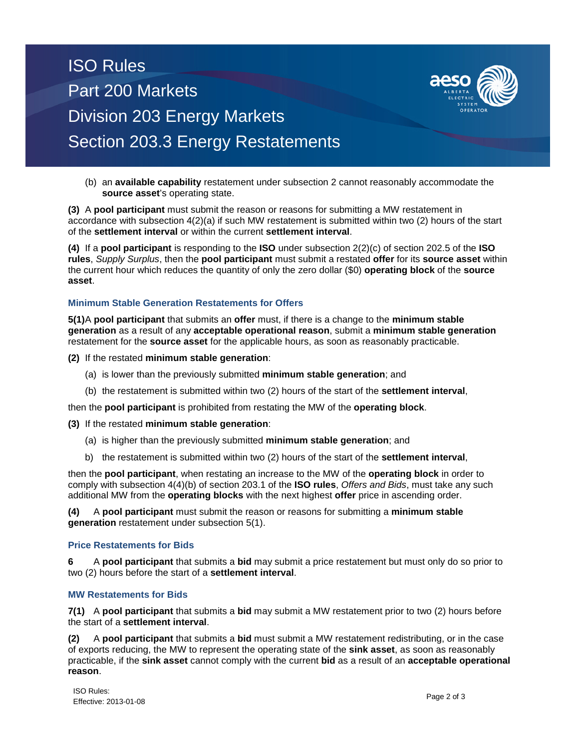(b) an **available capability** restatement under subsection 2 cannot reasonably accommodate the **source asset**'s operating state.

**(3)** A **pool participant** must submit the reason or reasons for submitting a MW restatement in accordance with subsection 4(2)(a) if such MW restatement is submitted within two (2) hours of the start of the **settlement interval** or within the current **settlement interval**.

**(4)** If a **pool participant** is responding to the **ISO** under subsection 2(2)(c) of section 202.5 of the **ISO rules**, *Supply Surplus*, then the **pool participant** must submit a restated **offer** for its **source asset** within the current hour which reduces the quantity of only the zero dollar ($0) **operating block** of the **source asset**.

### Minimum Stable Generation Restatements for Offers

**5(1)** A **pool participant** that submits an **offer** must, if there is a change to the **minimum stable generation** as a result of any **acceptable operational reason**, submit a **minimum stable generation** restatement for the **source asset** for the applicable hours, as soon as reasonably practicable.

**(2)** If the restated **minimum stable generation**:

(a) is lower than the previously submitted **minimum stable generation**; and

(b) the restatement is submitted within two (2) hours of the start of the **settlement interval**,

then the **pool participant** is prohibited from restating the MW of the **operating block**.

**(3)** If the restated **minimum stable generation**:

(a) is higher than the previously submitted **minimum stable generation**; and

b) the restatement is submitted within two (2) hours of the start of the **settlement interval**,

then the **pool participant**, when restating an increase to the MW of the **operating block** in order to comply with subsection 4(4)(b) of section 203.1 of the **ISO rules**, *Offers and Bids*, must take any such additional MW from the **operating blocks** with the next highest **offer** price in ascending order.

**(4)** A **pool participant** must submit the reason or reasons for submitting a **minimum stable generation** restatement under subsection 5(1).

### Price Restatements for Bids

**6** A **pool participant** that submits a **bid** may submit a price restatement but must only do so prior to two (2) hours before the start of a **settlement interval**.

### MW Restatements for Bids

**7(1)** A **pool participant** that submits a **bid** may submit a MW restatement prior to two (2) hours before the start of a **settlement interval**.

**(2)** A **pool participant** that submits a **bid** must submit a MW restatement redistributing, or in the case of exports reducing, the MW to represent the operating state of the **sink asset**, as soon as reasonably practicable, if the **sink asset** cannot comply with the current **bid** as a result of an **acceptable operational reason**.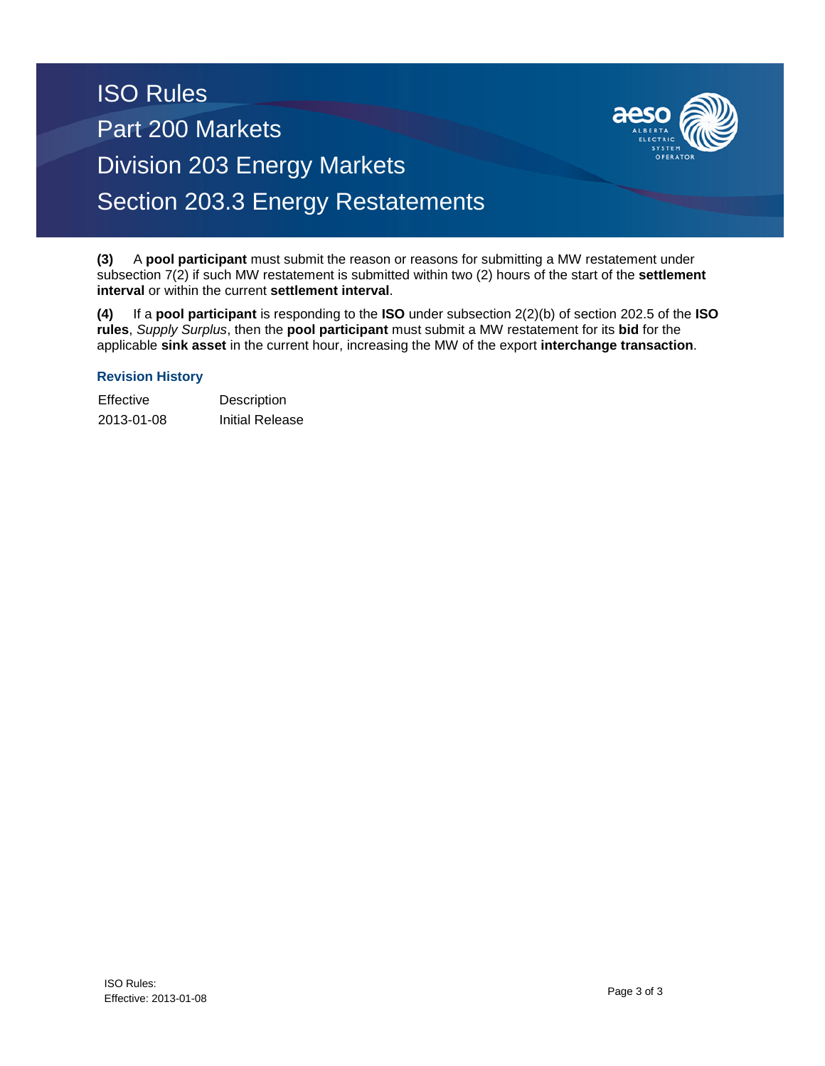**(3)** A **pool participant** must submit the reason or reasons for submitting a MW restatement under subsection 7(2) if such MW restatement is submitted within two (2) hours of the start of the **settlement interval** or within the current **settlement interval**.

**(4)** If a **pool participant** is responding to the **ISO** under subsection 2(2)(b) of section 202.5 of the **ISO rules**, *Supply Surplus*, then the **pool participant** must submit a MW restatement for its **bid** for the applicable **sink asset** in the current hour, increasing the MW of the export **interchange transaction**.

## Revision History

| Effective | Description |
|---|---|
| 2013-01-08 | Initial Release |